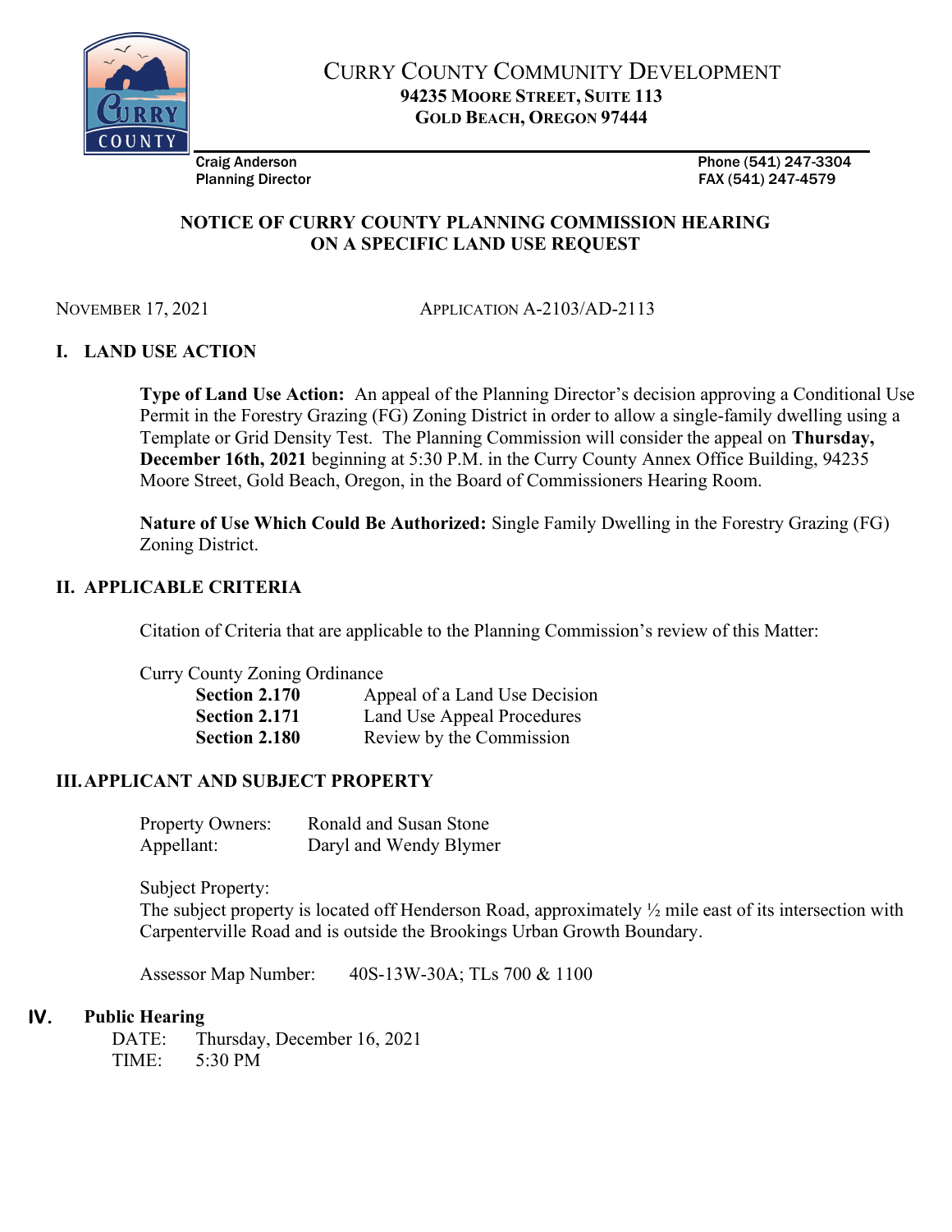# Curry County Community Development

**94235 Moore Street, Suite 113**
**Gold Beach, Oregon 97444**

Craig Anderson
Planning Director

Phone (541) 247-3304
FAX (541) 247-4579

## NOTICE OF CURRY COUNTY PLANNING COMMISSION HEARING ON A SPECIFIC LAND USE REQUEST

November 17, 2021 — Application A-2103/AD-2113

## I. LAND USE ACTION

**Type of Land Use Action:** An appeal of the Planning Director's decision approving a Conditional Use Permit in the Forestry Grazing (FG) Zoning District in order to allow a single-family dwelling using a Template or Grid Density Test. The Planning Commission will consider the appeal on **Thursday, December 16th, 2021** beginning at 5:30 P.M. in the Curry County Annex Office Building, 94235 Moore Street, Gold Beach, Oregon, in the Board of Commissioners Hearing Room.

**Nature of Use Which Could Be Authorized:** Single Family Dwelling in the Forestry Grazing (FG) Zoning District.

## II. APPLICABLE CRITERIA

Citation of Criteria that are applicable to the Planning Commission's review of this Matter:

Curry County Zoning Ordinance

| | |
|---|---|
| **Section 2.170** | Appeal of a Land Use Decision |
| **Section 2.171** | Land Use Appeal Procedures |
| **Section 2.180** | Review by the Commission |

## III. APPLICANT AND SUBJECT PROPERTY

Property Owners: Ronald and Susan Stone
Appellant: Daryl and Wendy Blymer

Subject Property:
The subject property is located off Henderson Road, approximately ½ mile east of its intersection with Carpenterville Road and is outside the Brookings Urban Growth Boundary.

Assessor Map Number: 40S-13W-30A; TLs 700 & 1100

## IV. Public Hearing

DATE: Thursday, December 16, 2021
TIME: 5:30 PM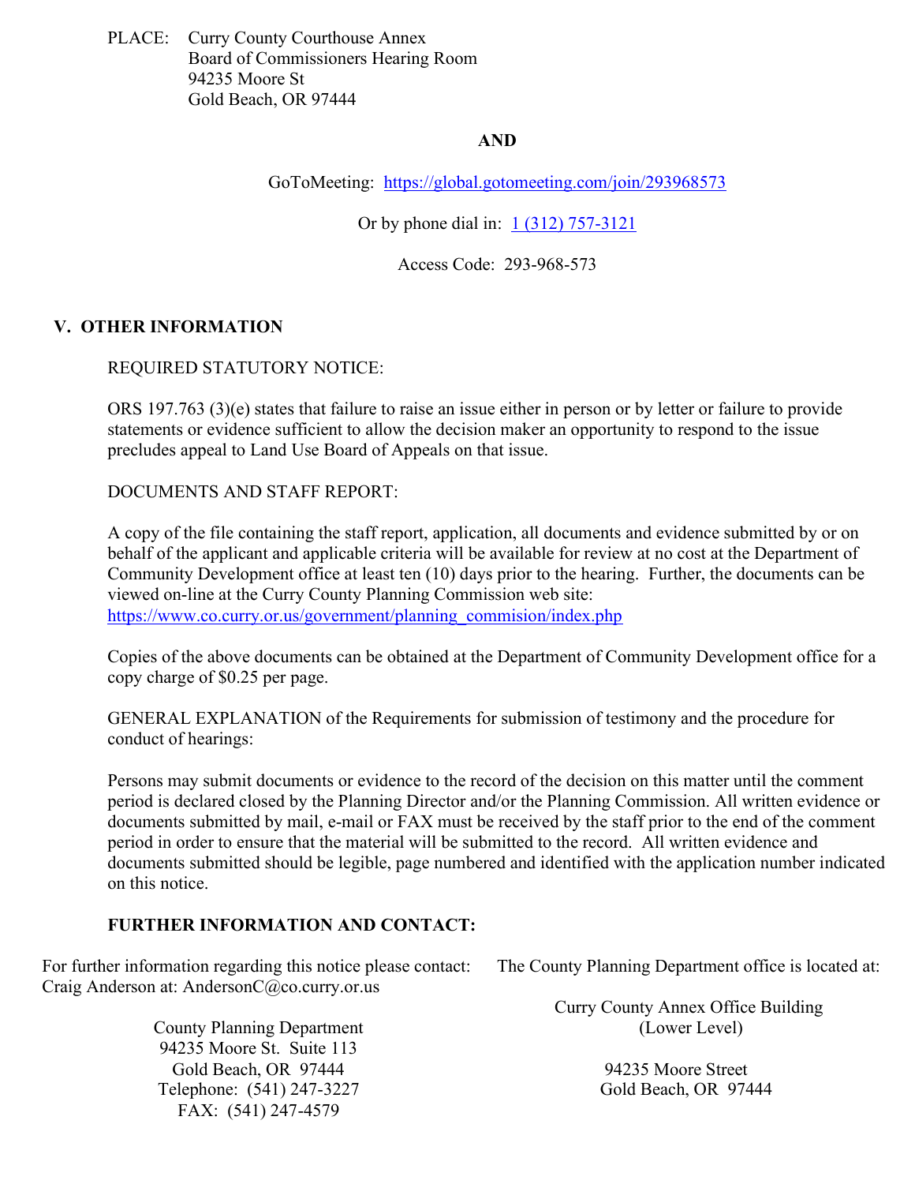PLACE: Curry County Courthouse Annex
Board of Commissioners Hearing Room
94235 Moore St
Gold Beach, OR 97444

**AND**

GoToMeeting: https://global.gotomeeting.com/join/293968573

Or by phone dial in: 1 (312) 757-3121

Access Code: 293-968-573

## V. OTHER INFORMATION

REQUIRED STATUTORY NOTICE:

ORS 197.763 (3)(e) states that failure to raise an issue either in person or by letter or failure to provide statements or evidence sufficient to allow the decision maker an opportunity to respond to the issue precludes appeal to Land Use Board of Appeals on that issue.

DOCUMENTS AND STAFF REPORT:

A copy of the file containing the staff report, application, all documents and evidence submitted by or on behalf of the applicant and applicable criteria will be available for review at no cost at the Department of Community Development office at least ten (10) days prior to the hearing. Further, the documents can be viewed on-line at the Curry County Planning Commission web site: https://www.co.curry.or.us/government/planning_commision/index.php

Copies of the above documents can be obtained at the Department of Community Development office for a copy charge of $0.25 per page.

GENERAL EXPLANATION of the Requirements for submission of testimony and the procedure for conduct of hearings:

Persons may submit documents or evidence to the record of the decision on this matter until the comment period is declared closed by the Planning Director and/or the Planning Commission. All written evidence or documents submitted by mail, e-mail or FAX must be received by the staff prior to the end of the comment period in order to ensure that the material will be submitted to the record. All written evidence and documents submitted should be legible, page numbered and identified with the application number indicated on this notice.

**FURTHER INFORMATION AND CONTACT:**

For further information regarding this notice please contact:
Craig Anderson at: AndersonC@co.curry.or.us

County Planning Department
94235 Moore St. Suite 113
Gold Beach, OR 97444
Telephone: (541) 247-3227
FAX: (541) 247-4579

The County Planning Department office is located at:

Curry County Annex Office Building
(Lower Level)

94235 Moore Street
Gold Beach, OR 97444